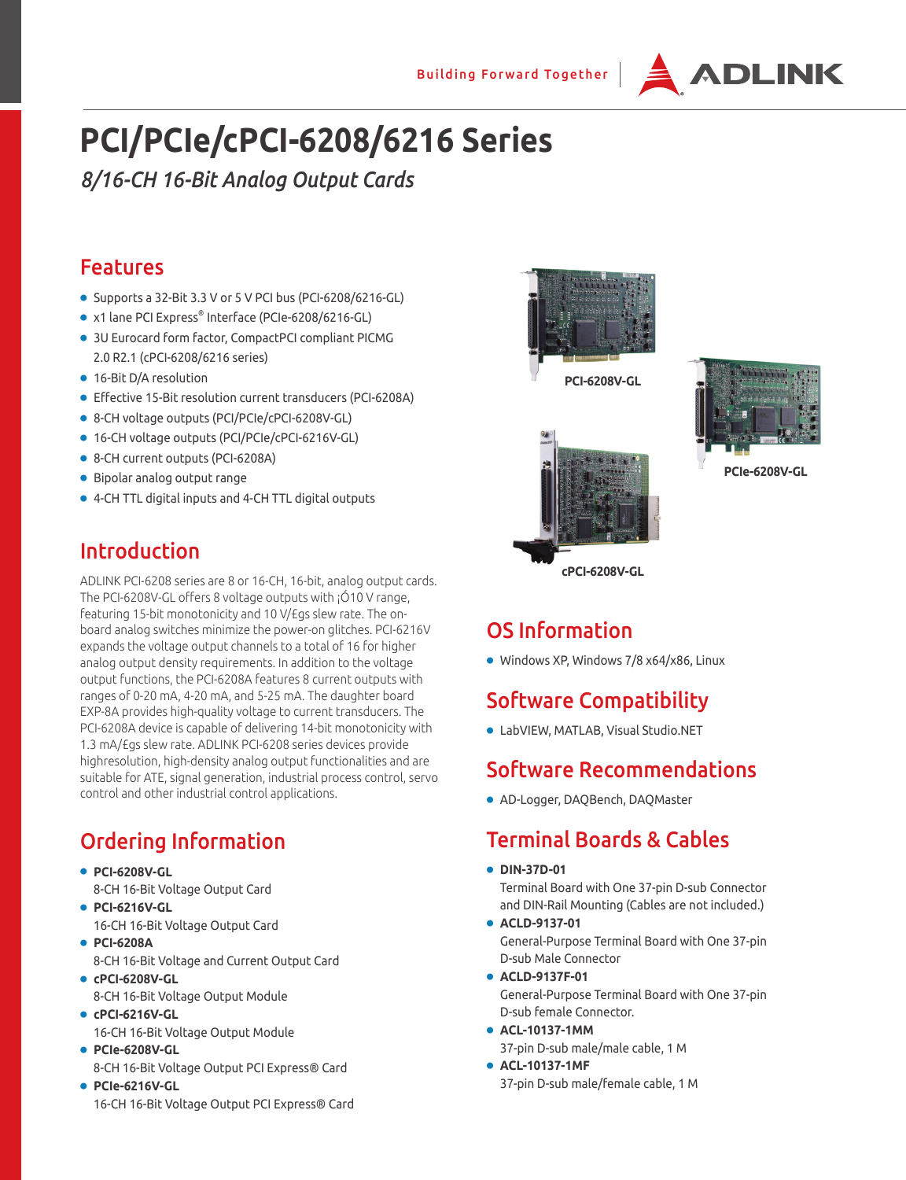# PCI/PCIe/cPCI-6208/6216 Series

*8/16-CH 16-Bit Analog Output Cards*

## Features

- Supports a 32-Bit 3.3 V or 5 V PCI bus (PCI-6208/6216-GL)
- x1 lane PCI Express® Interface (PCIe-6208/6216-GL)
- 3U Eurocard form factor, CompactPCI compliant PICMG 2.0 R2.1 (cPCI-6208/6216 series)
- 16-Bit D/A resolution
- Effective 15-Bit resolution current transducers (PCI-6208A)
- 8-CH voltage outputs (PCI/PCIe/cPCI-6208V-GL)
- 16-CH voltage outputs (PCI/PCIe/cPCI-6216V-GL)
- 8-CH current outputs (PCI-6208A)
- Bipolar analog output range
- 4-CH TTL digital inputs and 4-CH TTL digital outputs

## Introduction

ADLINK PCI-6208 series are 8 or 16-CH, 16-bit, analog output cards. The PCI-6208V-GL offers 8 voltage outputs with ¡Ó10 V range, featuring 15-bit monotonicity and 10 V/£gs slew rate. The on-board analog switches minimize the power-on glitches. PCI-6216V expands the voltage output channels to a total of 16 for higher analog output density requirements. In addition to the voltage output functions, the PCI-6208A features 8 current outputs with ranges of 0-20 mA, 4-20 mA, and 5-25 mA. The daughter board EXP-8A provides high-quality voltage to current transducers. The PCI-6208A device is capable of delivering 14-bit monotonicity with 1.3 mA/£gs slew rate. ADLINK PCI-6208 series devices provide highresolution, high-density analog output functionalities and are suitable for ATE, signal generation, industrial process control, servo control and other industrial control applications.

## Ordering Information

- **PCI-6208V-GL**
  8-CH 16-Bit Voltage Output Card
- **PCI-6216V-GL**
  16-CH 16-Bit Voltage Output Card
- **PCI-6208A**
  8-CH 16-Bit Voltage and Current Output Card
- **cPCI-6208V-GL**
  8-CH 16-Bit Voltage Output Module
- **cPCI-6216V-GL**
  16-CH 16-Bit Voltage Output Module
- **PCIe-6208V-GL**
  8-CH 16-Bit Voltage Output PCI Express® Card
- **PCIe-6216V-GL**
  16-CH 16-Bit Voltage Output PCI Express® Card

**PCI-6208V-GL**

**PCIe-6208V-GL**

**cPCI-6208V-GL**

## OS Information

- Windows XP, Windows 7/8 x64/x86, Linux

## Software Compatibility

- LabVIEW, MATLAB, Visual Studio.NET

## Software Recommendations

- AD-Logger, DAQBench, DAQMaster

## Terminal Boards & Cables

- **DIN-37D-01**
  Terminal Board with One 37-pin D-sub Connector and DIN-Rail Mounting (Cables are not included.)
- **ACLD-9137-01**
  General-Purpose Terminal Board with One 37-pin D-sub Male Connector
- **ACLD-9137F-01**
  General-Purpose Terminal Board with One 37-pin D-sub female Connector.
- **ACL-10137-1MM**
  37-pin D-sub male/male cable, 1 M
- **ACL-10137-1MF**
  37-pin D-sub male/female cable, 1 M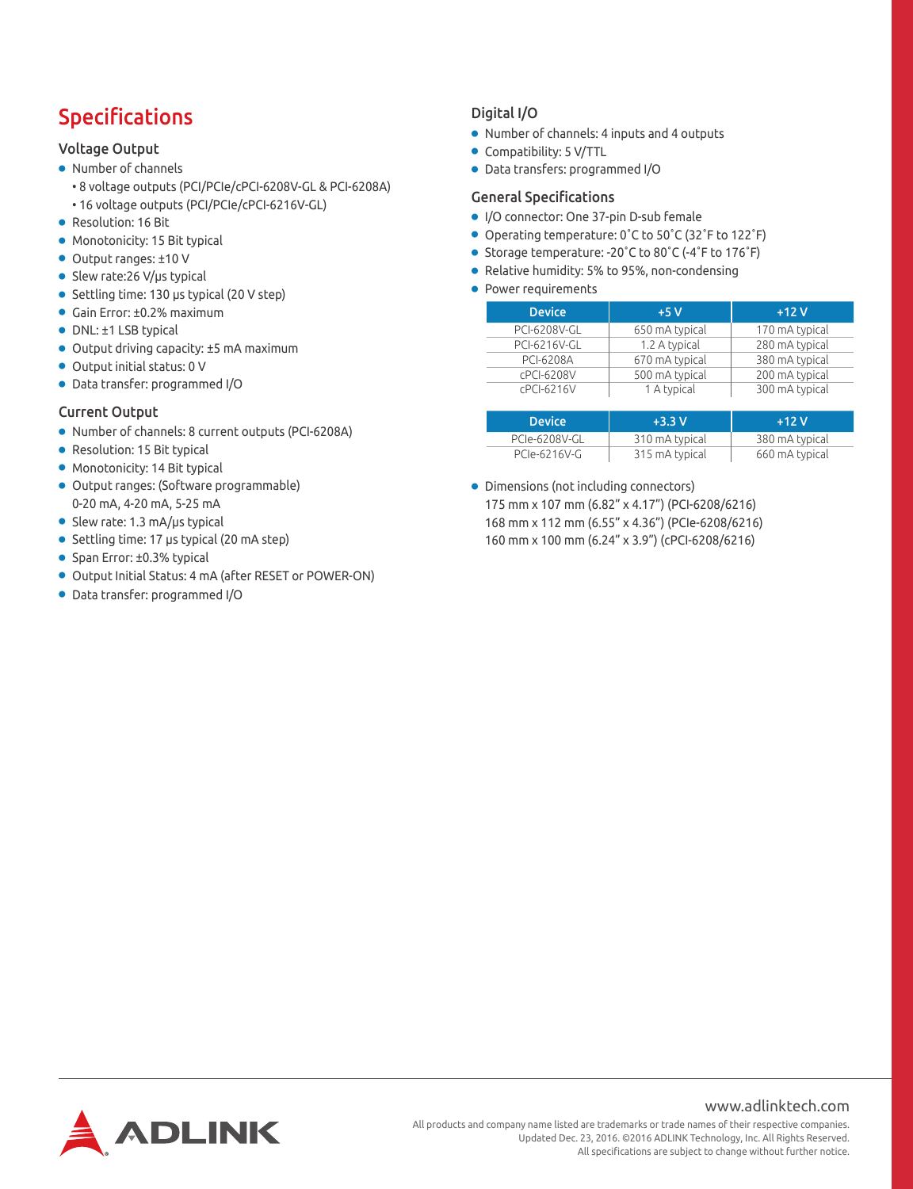# Specifications

## Voltage Output

- Number of channels
  - 8 voltage outputs (PCI/PCIe/cPCI-6208V-GL & PCI-6208A)
  - 16 voltage outputs (PCI/PCIe/cPCI-6216V-GL)
- Resolution: 16 Bit
- Monotonicity: 15 Bit typical
- Output ranges: ±10 V
- Slew rate:26 V/μs typical
- Settling time: 130 μs typical (20 V step)
- Gain Error: ±0.2% maximum
- DNL: ±1 LSB typical
- Output driving capacity: ±5 mA maximum
- Output initial status: 0 V
- Data transfer: programmed I/O

## Current Output

- Number of channels: 8 current outputs (PCI-6208A)
- Resolution: 15 Bit typical
- Monotonicity: 14 Bit typical
- Output ranges: (Software programmable) 0-20 mA, 4-20 mA, 5-25 mA
- Slew rate: 1.3 mA/μs typical
- Settling time: 17 μs typical (20 mA step)
- Span Error: ±0.3% typical
- Output Initial Status: 4 mA (after RESET or POWER-ON)
- Data transfer: programmed I/O

## Digital I/O

- Number of channels: 4 inputs and 4 outputs
- Compatibility: 5 V/TTL
- Data transfers: programmed I/O

## General Specifications

- I/O connector: One 37-pin D-sub female
- Operating temperature: 0˚C to 50˚C (32˚F to 122˚F)
- Storage temperature: -20˚C to 80˚C (-4˚F to 176˚F)
- Relative humidity: 5% to 95%, non-condensing
- Power requirements

| Device | +5 V | +12 V |
|---|---|---|
| PCI-6208V-GL | 650 mA typical | 170 mA typical |
| PCI-6216V-GL | 1.2 A typical | 280 mA typical |
| PCI-6208A | 670 mA typical | 380 mA typical |
| cPCI-6208V | 500 mA typical | 200 mA typical |
| cPCI-6216V | 1 A typical | 300 mA typical |

| Device | +3.3 V | +12 V |
|---|---|---|
| PCIe-6208V-GL | 310 mA typical | 380 mA typical |
| PCIe-6216V-G | 315 mA typical | 660 mA typical |

- Dimensions (not including connectors)
  175 mm x 107 mm (6.82" x 4.17") (PCI-6208/6216)
  168 mm x 112 mm (6.55" x 4.36") (PCIe-6208/6216)
  160 mm x 100 mm (6.24" x 3.9") (cPCI-6208/6216)

www.adlinktech.com

All products and company name listed are trademarks or trade names of their respective companies.
Updated Dec. 23, 2016. ©2016 ADLINK Technology, Inc. All Rights Reserved.
All specifications are subject to change without further notice.